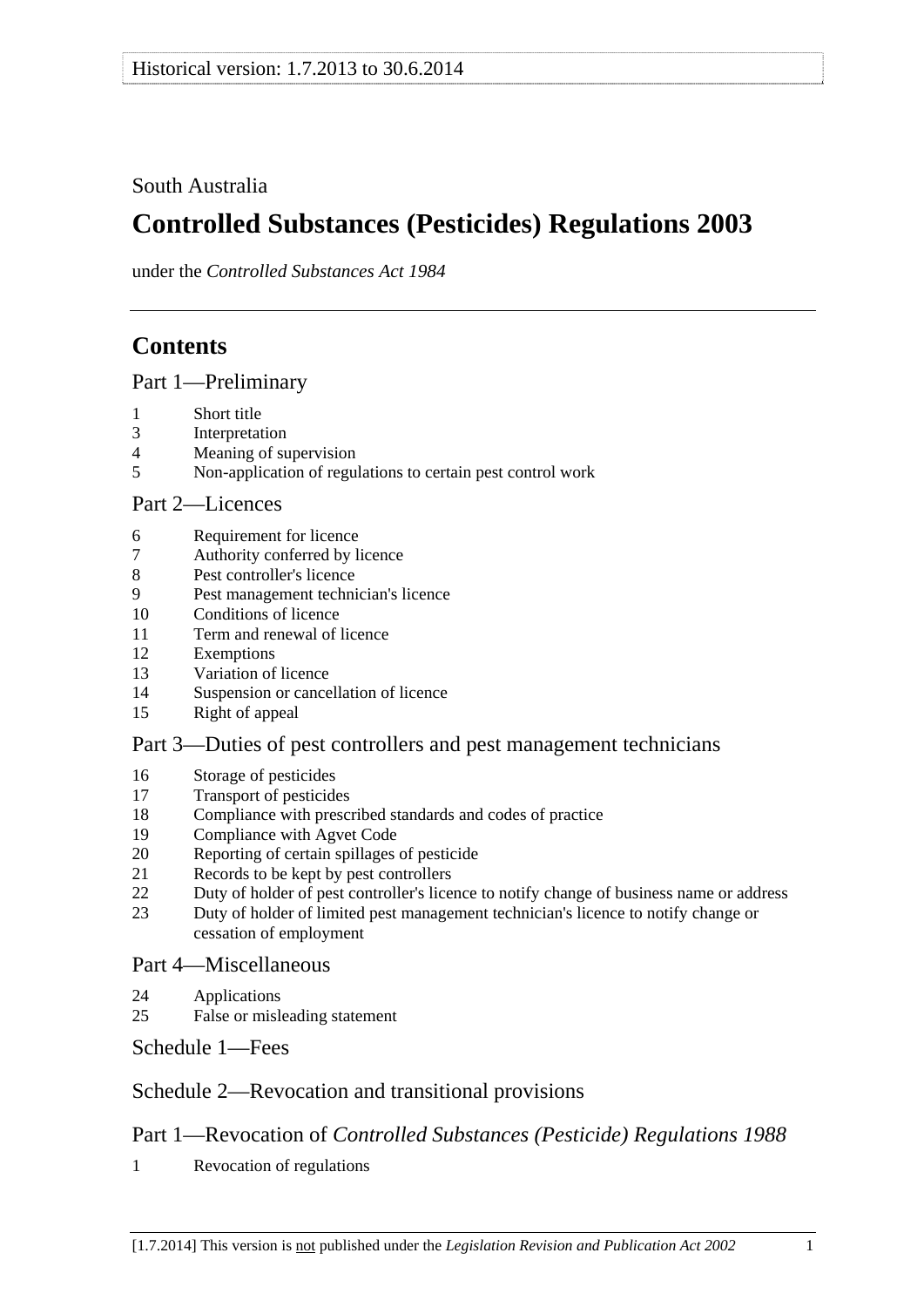Historical version: 1.7.2013 to 30.6.2014

South Australia

# Controlled Substances (Pesticides) Regulations 2003

under the *Controlled Substances Act 1984*

## Contents

### Part 1—Preliminary

1 Short title
3 Interpretation
4 Meaning of supervision
5 Non-application of regulations to certain pest control work

### Part 2—Licences

6 Requirement for licence
7 Authority conferred by licence
8 Pest controller's licence
9 Pest management technician's licence
10 Conditions of licence
11 Term and renewal of licence
12 Exemptions
13 Variation of licence
14 Suspension or cancellation of licence
15 Right of appeal

### Part 3—Duties of pest controllers and pest management technicians

16 Storage of pesticides
17 Transport of pesticides
18 Compliance with prescribed standards and codes of practice
19 Compliance with Agvet Code
20 Reporting of certain spillages of pesticide
21 Records to be kept by pest controllers
22 Duty of holder of pest controller's licence to notify change of business name or address
23 Duty of holder of limited pest management technician's licence to notify change or cessation of employment

### Part 4—Miscellaneous

24 Applications
25 False or misleading statement

### Schedule 1—Fees

### Schedule 2—Revocation and transitional provisions

### Part 1—Revocation of *Controlled Substances (Pesticide) Regulations 1988*

1 Revocation of regulations

[1.7.2014] This version is not published under the *Legislation Revision and Publication Act 2002*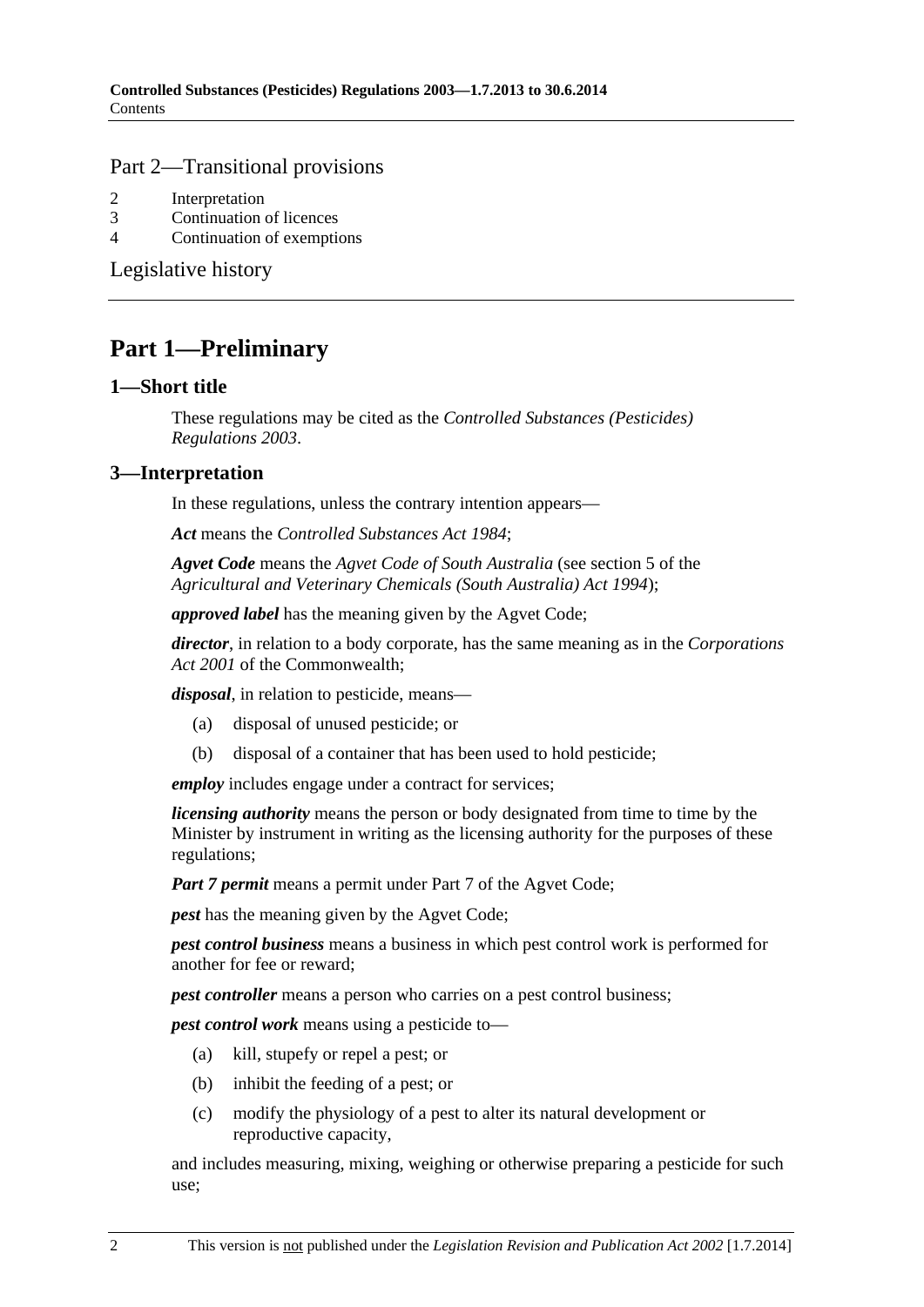## Part 2—Transitional provisions

2 Interpretation
3 Continuation of licences
4 Continuation of exemptions

Legislative history

# Part 1—Preliminary

## 1—Short title

These regulations may be cited as the *Controlled Substances (Pesticides) Regulations 2003*.

## 3—Interpretation

In these regulations, unless the contrary intention appears—

***Act*** means the *Controlled Substances Act 1984*;

***Agvet Code*** means the *Agvet Code of South Australia* (see section 5 of the *Agricultural and Veterinary Chemicals (South Australia) Act 1994*);

***approved label*** has the meaning given by the Agvet Code;

***director***, in relation to a body corporate, has the same meaning as in the *Corporations Act 2001* of the Commonwealth;

***disposal***, in relation to pesticide, means—

(a) disposal of unused pesticide; or

(b) disposal of a container that has been used to hold pesticide;

***employ*** includes engage under a contract for services;

***licensing authority*** means the person or body designated from time to time by the Minister by instrument in writing as the licensing authority for the purposes of these regulations;

***Part 7 permit*** means a permit under Part 7 of the Agvet Code;

***pest*** has the meaning given by the Agvet Code;

***pest control business*** means a business in which pest control work is performed for another for fee or reward;

***pest controller*** means a person who carries on a pest control business;

***pest control work*** means using a pesticide to—

(a) kill, stupefy or repel a pest; or

(b) inhibit the feeding of a pest; or

(c) modify the physiology of a pest to alter its natural development or reproductive capacity,

and includes measuring, mixing, weighing or otherwise preparing a pesticide for such use;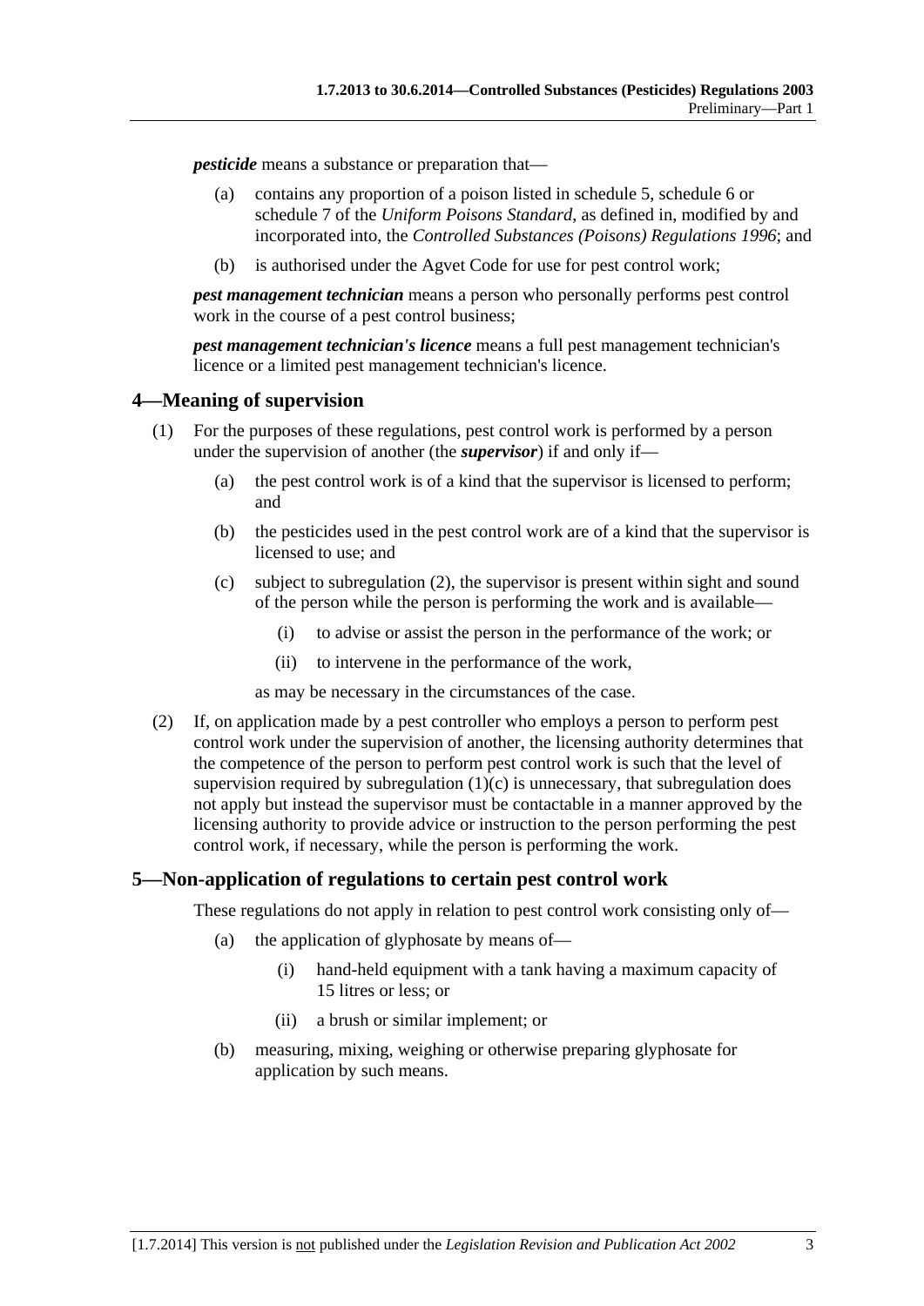***pesticide*** means a substance or preparation that—

(a) contains any proportion of a poison listed in schedule 5, schedule 6 or schedule 7 of the *Uniform Poisons Standard*, as defined in, modified by and incorporated into, the *Controlled Substances (Poisons) Regulations 1996*; and

(b) is authorised under the Agvet Code for use for pest control work;

***pest management technician*** means a person who personally performs pest control work in the course of a pest control business;

***pest management technician's licence*** means a full pest management technician's licence or a limited pest management technician's licence.

## 4—Meaning of supervision

(1) For the purposes of these regulations, pest control work is performed by a person under the supervision of another (the ***supervisor***) if and only if—

(a) the pest control work is of a kind that the supervisor is licensed to perform; and

(b) the pesticides used in the pest control work are of a kind that the supervisor is licensed to use; and

(c) subject to subregulation (2), the supervisor is present within sight and sound of the person while the person is performing the work and is available—

(i) to advise or assist the person in the performance of the work; or

(ii) to intervene in the performance of the work,

as may be necessary in the circumstances of the case.

(2) If, on application made by a pest controller who employs a person to perform pest control work under the supervision of another, the licensing authority determines that the competence of the person to perform pest control work is such that the level of supervision required by subregulation (1)(c) is unnecessary, that subregulation does not apply but instead the supervisor must be contactable in a manner approved by the licensing authority to provide advice or instruction to the person performing the pest control work, if necessary, while the person is performing the work.

## 5—Non-application of regulations to certain pest control work

These regulations do not apply in relation to pest control work consisting only of—

(a) the application of glyphosate by means of—

(i) hand-held equipment with a tank having a maximum capacity of 15 litres or less; or

(ii) a brush or similar implement; or

(b) measuring, mixing, weighing or otherwise preparing glyphosate for application by such means.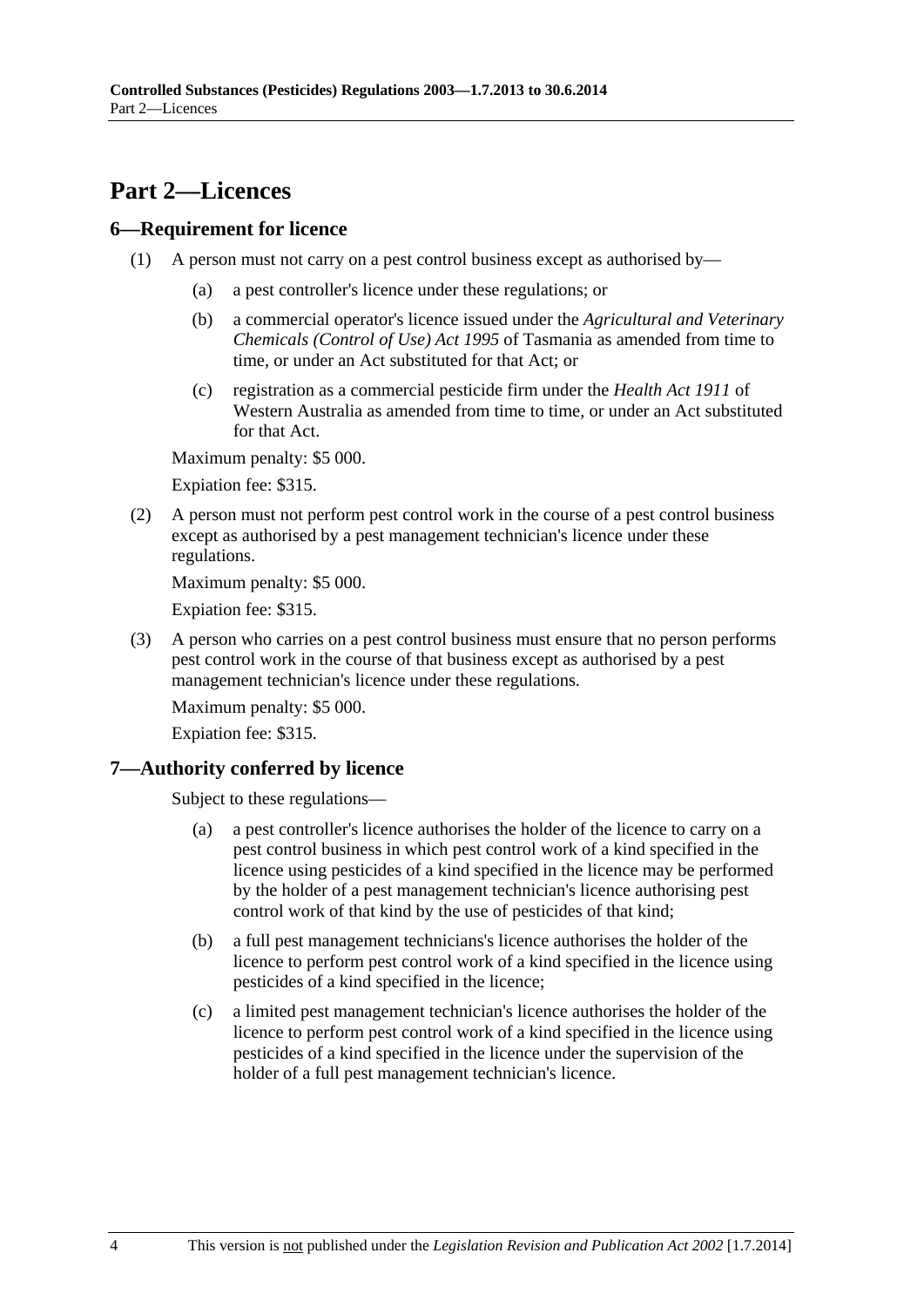# Part 2—Licences

## 6—Requirement for licence

(1) A person must not carry on a pest control business except as authorised by—

(a) a pest controller's licence under these regulations; or

(b) a commercial operator's licence issued under the *Agricultural and Veterinary Chemicals (Control of Use) Act 1995* of Tasmania as amended from time to time, or under an Act substituted for that Act; or

(c) registration as a commercial pesticide firm under the *Health Act 1911* of Western Australia as amended from time to time, or under an Act substituted for that Act.

Maximum penalty: $5 000.

Expiation fee: $315.

(2) A person must not perform pest control work in the course of a pest control business except as authorised by a pest management technician's licence under these regulations.

Maximum penalty: $5 000.

Expiation fee: $315.

(3) A person who carries on a pest control business must ensure that no person performs pest control work in the course of that business except as authorised by a pest management technician's licence under these regulations.

Maximum penalty: $5 000.

Expiation fee: $315.

## 7—Authority conferred by licence

Subject to these regulations—

(a) a pest controller's licence authorises the holder of the licence to carry on a pest control business in which pest control work of a kind specified in the licence using pesticides of a kind specified in the licence may be performed by the holder of a pest management technician's licence authorising pest control work of that kind by the use of pesticides of that kind;

(b) a full pest management technicians's licence authorises the holder of the licence to perform pest control work of a kind specified in the licence using pesticides of a kind specified in the licence;

(c) a limited pest management technician's licence authorises the holder of the licence to perform pest control work of a kind specified in the licence using pesticides of a kind specified in the licence under the supervision of the holder of a full pest management technician's licence.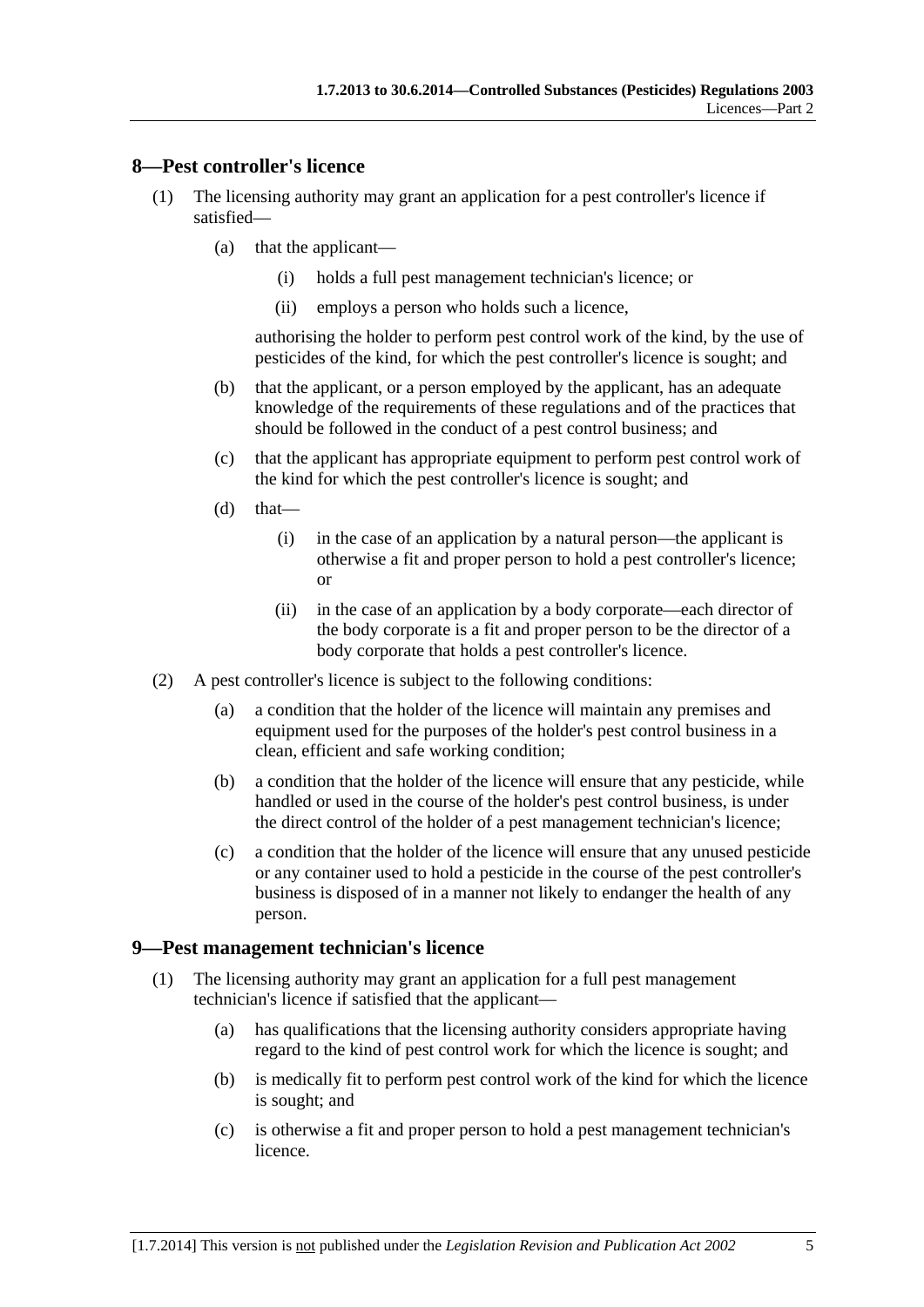## 8—Pest controller's licence

(1) The licensing authority may grant an application for a pest controller's licence if satisfied—

(a) that the applicant—

(i) holds a full pest management technician's licence; or

(ii) employs a person who holds such a licence,

authorising the holder to perform pest control work of the kind, by the use of pesticides of the kind, for which the pest controller's licence is sought; and

(b) that the applicant, or a person employed by the applicant, has an adequate knowledge of the requirements of these regulations and of the practices that should be followed in the conduct of a pest control business; and

(c) that the applicant has appropriate equipment to perform pest control work of the kind for which the pest controller's licence is sought; and

(d) that—

(i) in the case of an application by a natural person—the applicant is otherwise a fit and proper person to hold a pest controller's licence; or

(ii) in the case of an application by a body corporate—each director of the body corporate is a fit and proper person to be the director of a body corporate that holds a pest controller's licence.

(2) A pest controller's licence is subject to the following conditions:

(a) a condition that the holder of the licence will maintain any premises and equipment used for the purposes of the holder's pest control business in a clean, efficient and safe working condition;

(b) a condition that the holder of the licence will ensure that any pesticide, while handled or used in the course of the holder's pest control business, is under the direct control of the holder of a pest management technician's licence;

(c) a condition that the holder of the licence will ensure that any unused pesticide or any container used to hold a pesticide in the course of the pest controller's business is disposed of in a manner not likely to endanger the health of any person.

## 9—Pest management technician's licence

(1) The licensing authority may grant an application for a full pest management technician's licence if satisfied that the applicant—

(a) has qualifications that the licensing authority considers appropriate having regard to the kind of pest control work for which the licence is sought; and

(b) is medically fit to perform pest control work of the kind for which the licence is sought; and

(c) is otherwise a fit and proper person to hold a pest management technician's licence.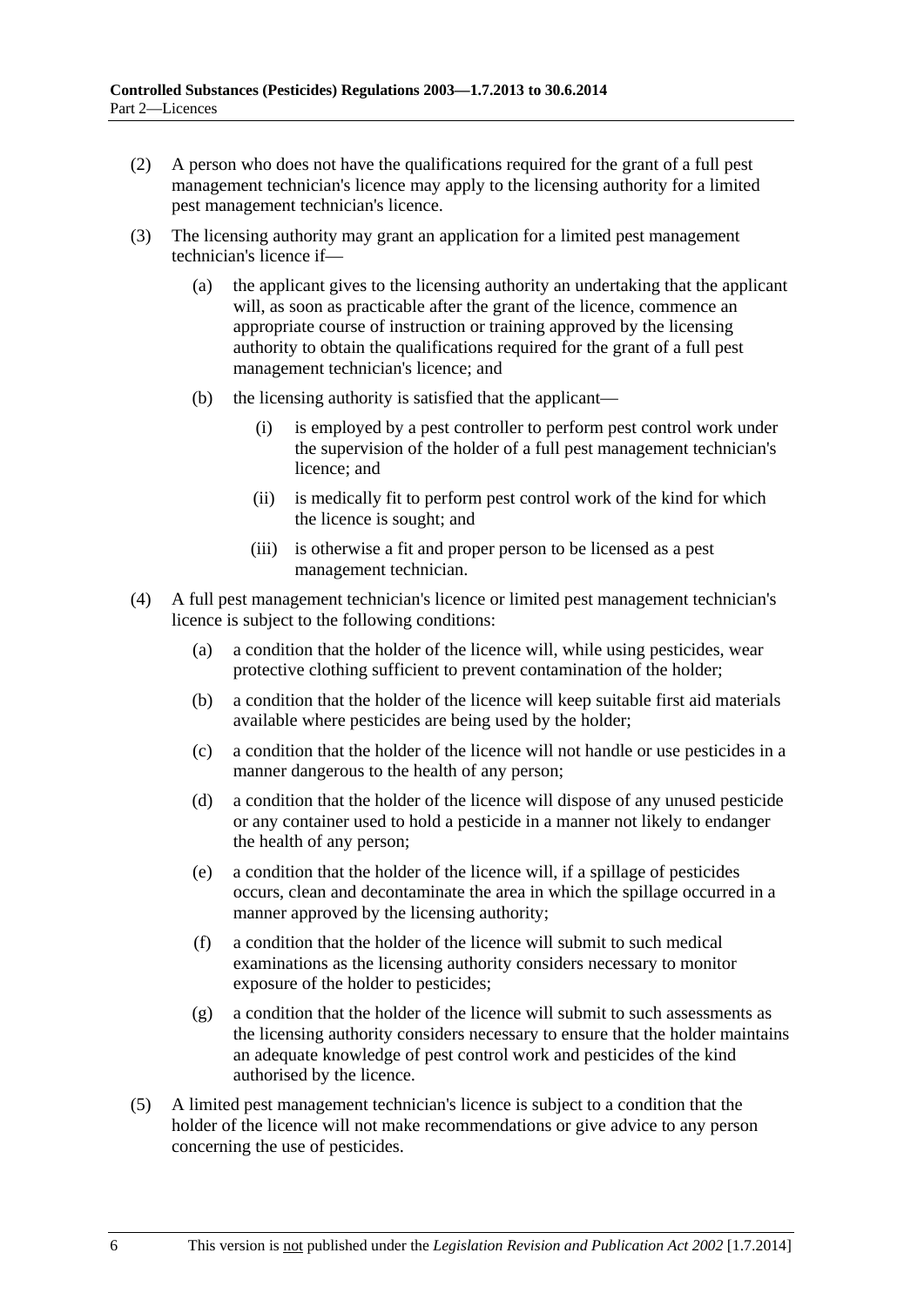(2) A person who does not have the qualifications required for the grant of a full pest management technician's licence may apply to the licensing authority for a limited pest management technician's licence.

(3) The licensing authority may grant an application for a limited pest management technician's licence if—

   (a) the applicant gives to the licensing authority an undertaking that the applicant will, as soon as practicable after the grant of the licence, commence an appropriate course of instruction or training approved by the licensing authority to obtain the qualifications required for the grant of a full pest management technician's licence; and

   (b) the licensing authority is satisfied that the applicant—

      (i) is employed by a pest controller to perform pest control work under the supervision of the holder of a full pest management technician's licence; and

      (ii) is medically fit to perform pest control work of the kind for which the licence is sought; and

      (iii) is otherwise a fit and proper person to be licensed as a pest management technician.

(4) A full pest management technician's licence or limited pest management technician's licence is subject to the following conditions:

   (a) a condition that the holder of the licence will, while using pesticides, wear protective clothing sufficient to prevent contamination of the holder;

   (b) a condition that the holder of the licence will keep suitable first aid materials available where pesticides are being used by the holder;

   (c) a condition that the holder of the licence will not handle or use pesticides in a manner dangerous to the health of any person;

   (d) a condition that the holder of the licence will dispose of any unused pesticide or any container used to hold a pesticide in a manner not likely to endanger the health of any person;

   (e) a condition that the holder of the licence will, if a spillage of pesticides occurs, clean and decontaminate the area in which the spillage occurred in a manner approved by the licensing authority;

   (f) a condition that the holder of the licence will submit to such medical examinations as the licensing authority considers necessary to monitor exposure of the holder to pesticides;

   (g) a condition that the holder of the licence will submit to such assessments as the licensing authority considers necessary to ensure that the holder maintains an adequate knowledge of pest control work and pesticides of the kind authorised by the licence.

(5) A limited pest management technician's licence is subject to a condition that the holder of the licence will not make recommendations or give advice to any person concerning the use of pesticides.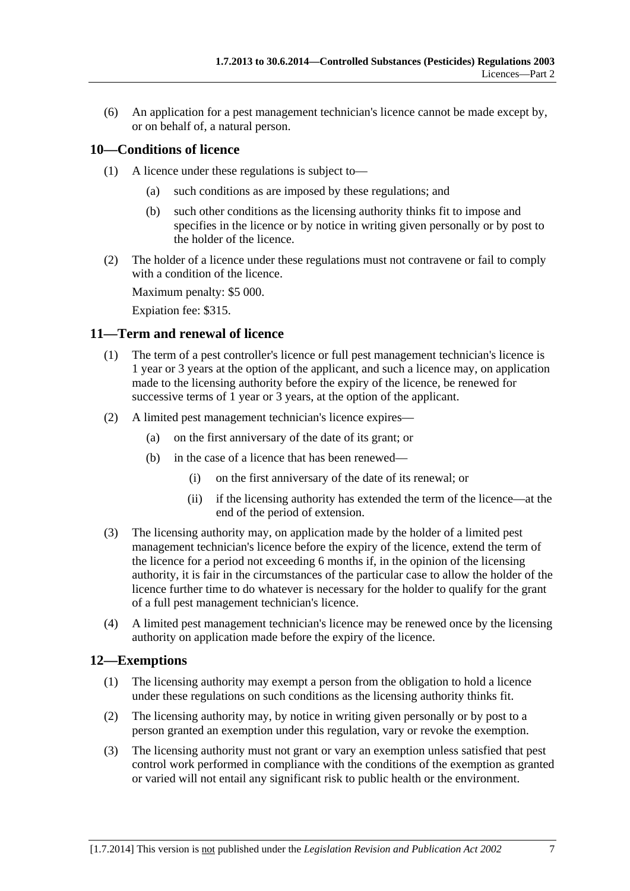(6) An application for a pest management technician's licence cannot be made except by, or on behalf of, a natural person.

## 10—Conditions of licence

(1) A licence under these regulations is subject to—

(a) such conditions as are imposed by these regulations; and

(b) such other conditions as the licensing authority thinks fit to impose and specifies in the licence or by notice in writing given personally or by post to the holder of the licence.

(2) The holder of a licence under these regulations must not contravene or fail to comply with a condition of the licence.

Maximum penalty: $5 000.

Expiation fee: $315.

## 11—Term and renewal of licence

(1) The term of a pest controller's licence or full pest management technician's licence is 1 year or 3 years at the option of the applicant, and such a licence may, on application made to the licensing authority before the expiry of the licence, be renewed for successive terms of 1 year or 3 years, at the option of the applicant.

(2) A limited pest management technician's licence expires—

(a) on the first anniversary of the date of its grant; or

(b) in the case of a licence that has been renewed—

(i) on the first anniversary of the date of its renewal; or

(ii) if the licensing authority has extended the term of the licence—at the end of the period of extension.

(3) The licensing authority may, on application made by the holder of a limited pest management technician's licence before the expiry of the licence, extend the term of the licence for a period not exceeding 6 months if, in the opinion of the licensing authority, it is fair in the circumstances of the particular case to allow the holder of the licence further time to do whatever is necessary for the holder to qualify for the grant of a full pest management technician's licence.

(4) A limited pest management technician's licence may be renewed once by the licensing authority on application made before the expiry of the licence.

## 12—Exemptions

(1) The licensing authority may exempt a person from the obligation to hold a licence under these regulations on such conditions as the licensing authority thinks fit.

(2) The licensing authority may, by notice in writing given personally or by post to a person granted an exemption under this regulation, vary or revoke the exemption.

(3) The licensing authority must not grant or vary an exemption unless satisfied that pest control work performed in compliance with the conditions of the exemption as granted or varied will not entail any significant risk to public health or the environment.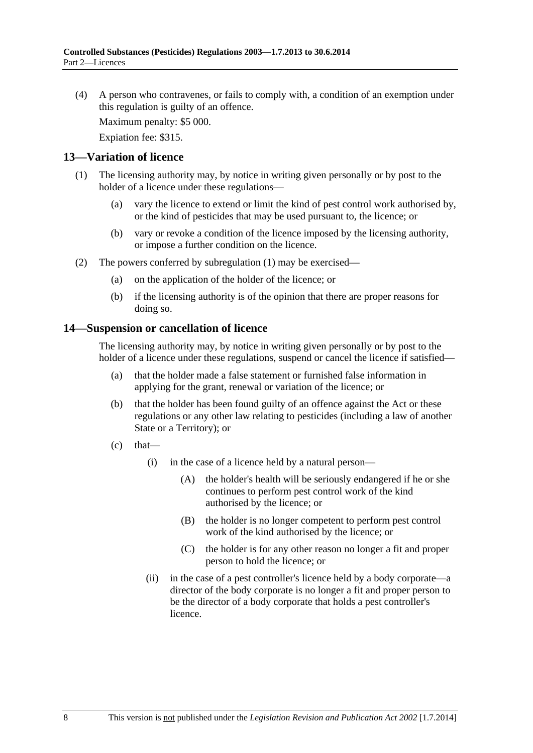(4) A person who contravenes, or fails to comply with, a condition of an exemption under this regulation is guilty of an offence.

Maximum penalty: $5 000.

Expiation fee: $315.

## 13—Variation of licence

(1) The licensing authority may, by notice in writing given personally or by post to the holder of a licence under these regulations—

(a) vary the licence to extend or limit the kind of pest control work authorised by, or the kind of pesticides that may be used pursuant to, the licence; or

(b) vary or revoke a condition of the licence imposed by the licensing authority, or impose a further condition on the licence.

(2) The powers conferred by subregulation (1) may be exercised—

(a) on the application of the holder of the licence; or

(b) if the licensing authority is of the opinion that there are proper reasons for doing so.

## 14—Suspension or cancellation of licence

The licensing authority may, by notice in writing given personally or by post to the holder of a licence under these regulations, suspend or cancel the licence if satisfied—

(a) that the holder made a false statement or furnished false information in applying for the grant, renewal or variation of the licence; or

(b) that the holder has been found guilty of an offence against the Act or these regulations or any other law relating to pesticides (including a law of another State or a Territory); or

(c) that—

(i) in the case of a licence held by a natural person—

(A) the holder's health will be seriously endangered if he or she continues to perform pest control work of the kind authorised by the licence; or

(B) the holder is no longer competent to perform pest control work of the kind authorised by the licence; or

(C) the holder is for any other reason no longer a fit and proper person to hold the licence; or

(ii) in the case of a pest controller's licence held by a body corporate—a director of the body corporate is no longer a fit and proper person to be the director of a body corporate that holds a pest controller's licence.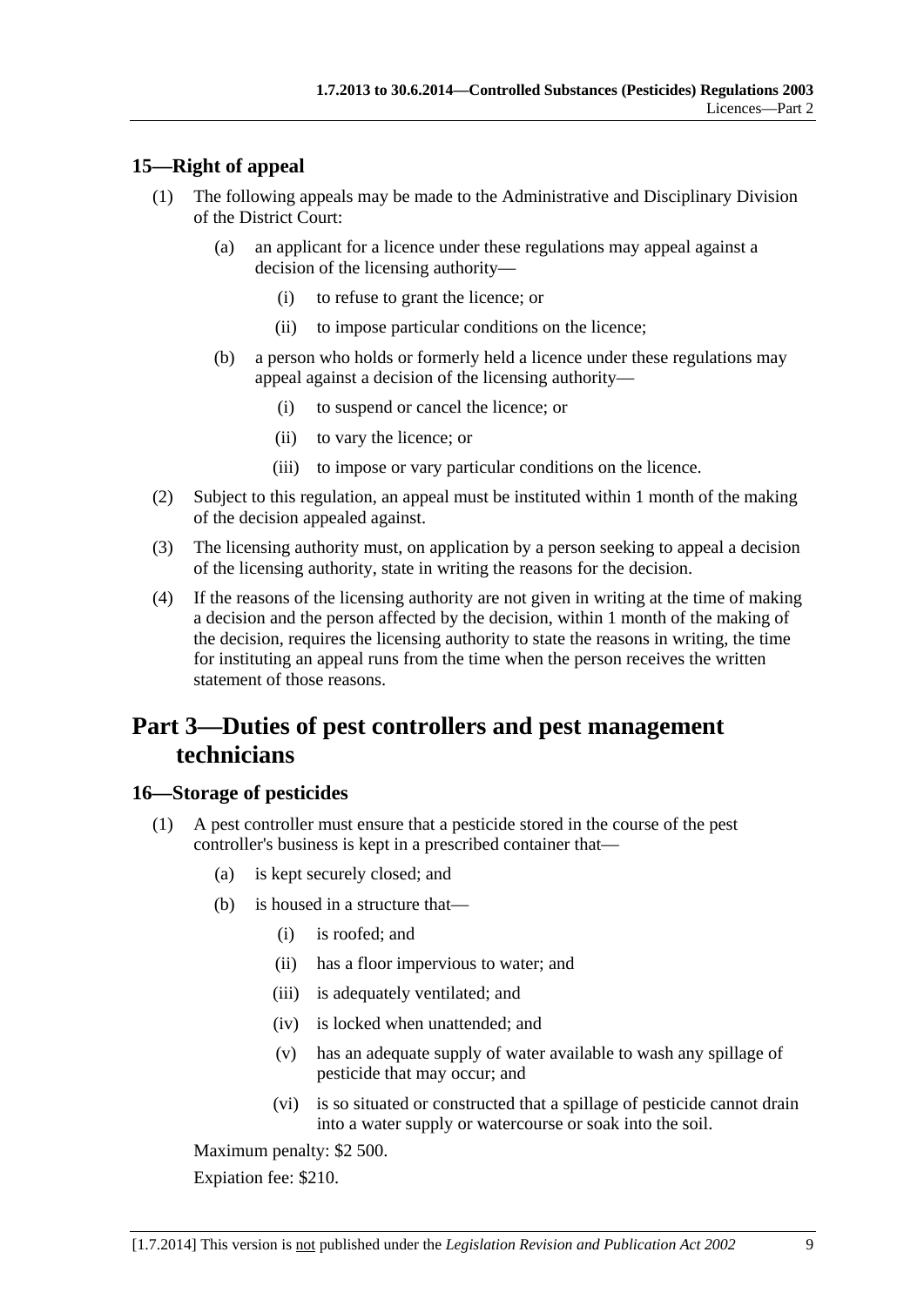### 15—Right of appeal

(1) The following appeals may be made to the Administrative and Disciplinary Division of the District Court:

(a) an applicant for a licence under these regulations may appeal against a decision of the licensing authority—

(i) to refuse to grant the licence; or

(ii) to impose particular conditions on the licence;

(b) a person who holds or formerly held a licence under these regulations may appeal against a decision of the licensing authority—

(i) to suspend or cancel the licence; or

(ii) to vary the licence; or

(iii) to impose or vary particular conditions on the licence.

(2) Subject to this regulation, an appeal must be instituted within 1 month of the making of the decision appealed against.

(3) The licensing authority must, on application by a person seeking to appeal a decision of the licensing authority, state in writing the reasons for the decision.

(4) If the reasons of the licensing authority are not given in writing at the time of making a decision and the person affected by the decision, within 1 month of the making of the decision, requires the licensing authority to state the reasons in writing, the time for instituting an appeal runs from the time when the person receives the written statement of those reasons.

## Part 3—Duties of pest controllers and pest management technicians

### 16—Storage of pesticides

(1) A pest controller must ensure that a pesticide stored in the course of the pest controller's business is kept in a prescribed container that—

(a) is kept securely closed; and

(b) is housed in a structure that—

(i) is roofed; and

(ii) has a floor impervious to water; and

(iii) is adequately ventilated; and

(iv) is locked when unattended; and

(v) has an adequate supply of water available to wash any spillage of pesticide that may occur; and

(vi) is so situated or constructed that a spillage of pesticide cannot drain into a water supply or watercourse or soak into the soil.

Maximum penalty: $2 500.

Expiation fee: $210.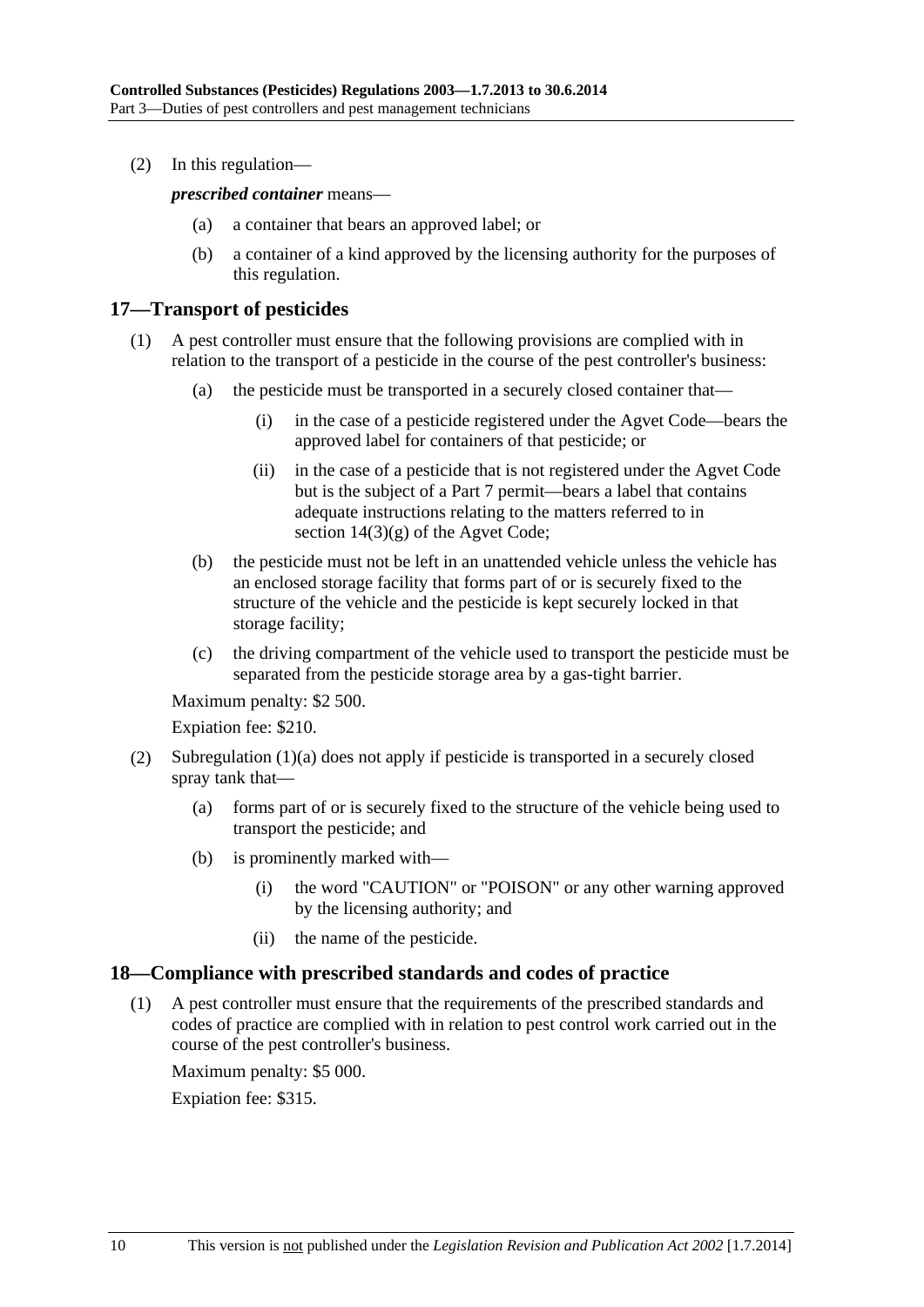(2) In this regulation—

***prescribed container*** means—

(a) a container that bears an approved label; or

(b) a container of a kind approved by the licensing authority for the purposes of this regulation.

## 17—Transport of pesticides

(1) A pest controller must ensure that the following provisions are complied with in relation to the transport of a pesticide in the course of the pest controller's business:

(a) the pesticide must be transported in a securely closed container that—

(i) in the case of a pesticide registered under the Agvet Code—bears the approved label for containers of that pesticide; or

(ii) in the case of a pesticide that is not registered under the Agvet Code but is the subject of a Part 7 permit—bears a label that contains adequate instructions relating to the matters referred to in section 14(3)(g) of the Agvet Code;

(b) the pesticide must not be left in an unattended vehicle unless the vehicle has an enclosed storage facility that forms part of or is securely fixed to the structure of the vehicle and the pesticide is kept securely locked in that storage facility;

(c) the driving compartment of the vehicle used to transport the pesticide must be separated from the pesticide storage area by a gas-tight barrier.

Maximum penalty: $2 500.

Expiation fee: $210.

(2) Subregulation (1)(a) does not apply if pesticide is transported in a securely closed spray tank that—

(a) forms part of or is securely fixed to the structure of the vehicle being used to transport the pesticide; and

(b) is prominently marked with—

(i) the word "CAUTION" or "POISON" or any other warning approved by the licensing authority; and

(ii) the name of the pesticide.

## 18—Compliance with prescribed standards and codes of practice

(1) A pest controller must ensure that the requirements of the prescribed standards and codes of practice are complied with in relation to pest control work carried out in the course of the pest controller's business.

Maximum penalty: $5 000.

Expiation fee: $315.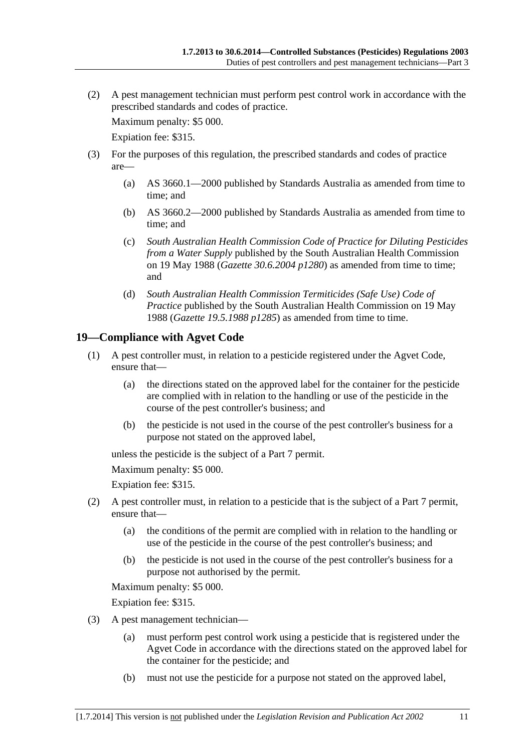(2) A pest management technician must perform pest control work in accordance with the prescribed standards and codes of practice.

Maximum penalty: $5 000.

Expiation fee: $315.

(3) For the purposes of this regulation, the prescribed standards and codes of practice are—

(a) AS 3660.1—2000 published by Standards Australia as amended from time to time; and

(b) AS 3660.2—2000 published by Standards Australia as amended from time to time; and

(c) *South Australian Health Commission Code of Practice for Diluting Pesticides from a Water Supply* published by the South Australian Health Commission on 19 May 1988 (*Gazette 30.6.2004 p1280*) as amended from time to time; and

(d) *South Australian Health Commission Termiticides (Safe Use) Code of Practice* published by the South Australian Health Commission on 19 May 1988 (*Gazette 19.5.1988 p1285*) as amended from time to time.

## 19—Compliance with Agvet Code

(1) A pest controller must, in relation to a pesticide registered under the Agvet Code, ensure that—

(a) the directions stated on the approved label for the container for the pesticide are complied with in relation to the handling or use of the pesticide in the course of the pest controller's business; and

(b) the pesticide is not used in the course of the pest controller's business for a purpose not stated on the approved label,

unless the pesticide is the subject of a Part 7 permit.

Maximum penalty: $5 000.

Expiation fee: $315.

(2) A pest controller must, in relation to a pesticide that is the subject of a Part 7 permit, ensure that—

(a) the conditions of the permit are complied with in relation to the handling or use of the pesticide in the course of the pest controller's business; and

(b) the pesticide is not used in the course of the pest controller's business for a purpose not authorised by the permit.

Maximum penalty: $5 000.

Expiation fee: $315.

(3) A pest management technician—

(a) must perform pest control work using a pesticide that is registered under the Agvet Code in accordance with the directions stated on the approved label for the container for the pesticide; and

(b) must not use the pesticide for a purpose not stated on the approved label,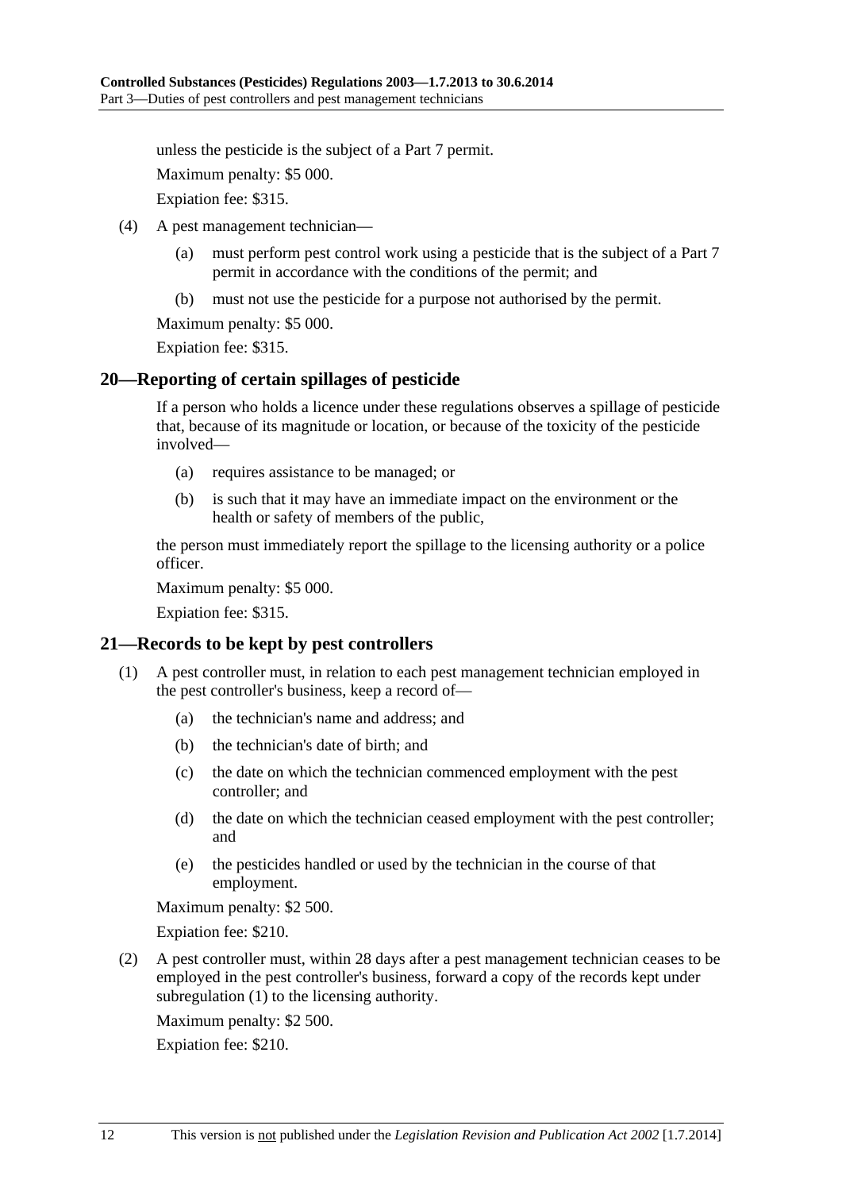unless the pesticide is the subject of a Part 7 permit.

Maximum penalty: $5 000.

Expiation fee: $315.

(4) A pest management technician—

(a) must perform pest control work using a pesticide that is the subject of a Part 7 permit in accordance with the conditions of the permit; and

(b) must not use the pesticide for a purpose not authorised by the permit.

Maximum penalty: $5 000.

Expiation fee: $315.

## 20—Reporting of certain spillages of pesticide

If a person who holds a licence under these regulations observes a spillage of pesticide that, because of its magnitude or location, or because of the toxicity of the pesticide involved—

(a) requires assistance to be managed; or

(b) is such that it may have an immediate impact on the environment or the health or safety of members of the public,

the person must immediately report the spillage to the licensing authority or a police officer.

Maximum penalty: $5 000.

Expiation fee: $315.

## 21—Records to be kept by pest controllers

(1) A pest controller must, in relation to each pest management technician employed in the pest controller's business, keep a record of—

(a) the technician's name and address; and

(b) the technician's date of birth; and

(c) the date on which the technician commenced employment with the pest controller; and

(d) the date on which the technician ceased employment with the pest controller; and

(e) the pesticides handled or used by the technician in the course of that employment.

Maximum penalty: $2 500.

Expiation fee: $210.

(2) A pest controller must, within 28 days after a pest management technician ceases to be employed in the pest controller's business, forward a copy of the records kept under subregulation (1) to the licensing authority.

Maximum penalty: $2 500.

Expiation fee: $210.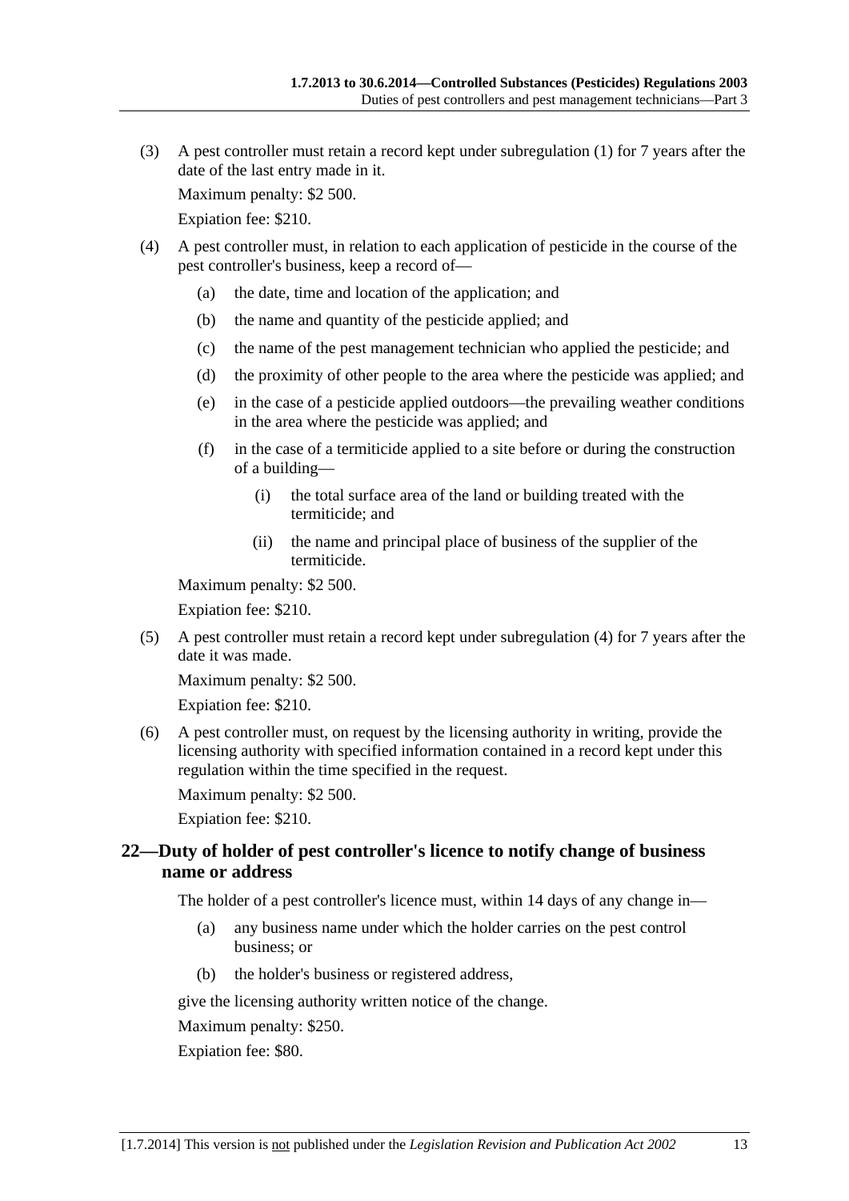(3) A pest controller must retain a record kept under subregulation (1) for 7 years after the date of the last entry made in it.

Maximum penalty: $2 500.

Expiation fee: $210.

(4) A pest controller must, in relation to each application of pesticide in the course of the pest controller's business, keep a record of—

(a) the date, time and location of the application; and

(b) the name and quantity of the pesticide applied; and

(c) the name of the pest management technician who applied the pesticide; and

(d) the proximity of other people to the area where the pesticide was applied; and

(e) in the case of a pesticide applied outdoors—the prevailing weather conditions in the area where the pesticide was applied; and

(f) in the case of a termiticide applied to a site before or during the construction of a building—

(i) the total surface area of the land or building treated with the termiticide; and

(ii) the name and principal place of business of the supplier of the termiticide.

Maximum penalty: $2 500.

Expiation fee: $210.

(5) A pest controller must retain a record kept under subregulation (4) for 7 years after the date it was made.

Maximum penalty: $2 500.

Expiation fee: $210.

(6) A pest controller must, on request by the licensing authority in writing, provide the licensing authority with specified information contained in a record kept under this regulation within the time specified in the request.

Maximum penalty: $2 500.

Expiation fee: $210.

## 22—Duty of holder of pest controller's licence to notify change of business name or address

The holder of a pest controller's licence must, within 14 days of any change in—

(a) any business name under which the holder carries on the pest control business; or

(b) the holder's business or registered address,

give the licensing authority written notice of the change.

Maximum penalty: $250.

Expiation fee: $80.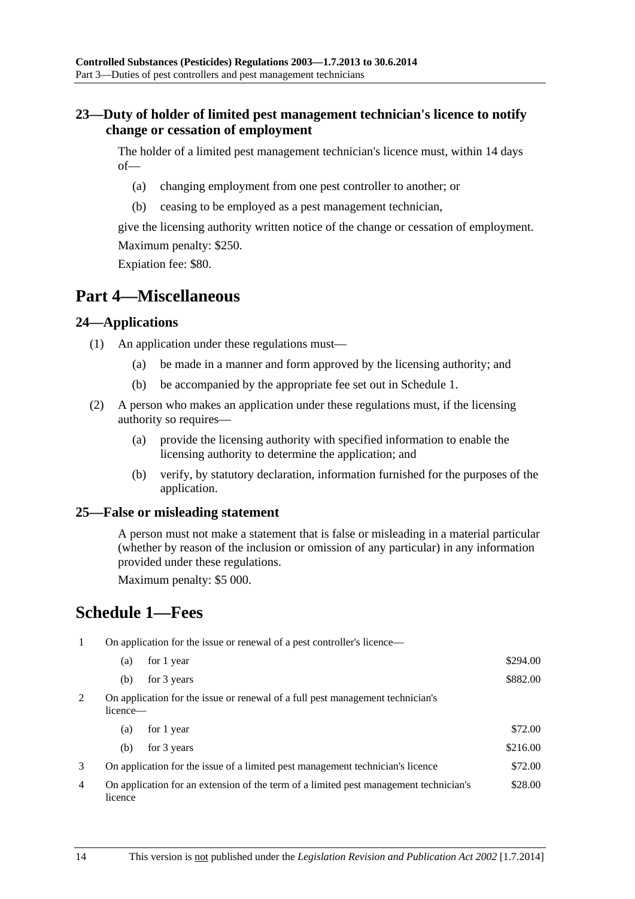### 23—Duty of holder of limited pest management technician's licence to notify change or cessation of employment

The holder of a limited pest management technician's licence must, within 14 days of—

(a) changing employment from one pest controller to another; or

(b) ceasing to be employed as a pest management technician,

give the licensing authority written notice of the change or cessation of employment.

Maximum penalty: $250.

Expiation fee: $80.

## Part 4—Miscellaneous

### 24—Applications

(1) An application under these regulations must—

(a) be made in a manner and form approved by the licensing authority; and

(b) be accompanied by the appropriate fee set out in Schedule 1.

(2) A person who makes an application under these regulations must, if the licensing authority so requires—

(a) provide the licensing authority with specified information to enable the licensing authority to determine the application; and

(b) verify, by statutory declaration, information furnished for the purposes of the application.

### 25—False or misleading statement

A person must not make a statement that is false or misleading in a material particular (whether by reason of the inclusion or omission of any particular) in any information provided under these regulations.

Maximum penalty: $5 000.

## Schedule 1—Fees

| | | |
|---|---|---|
| 1 | On application for the issue or renewal of a pest controller's licence— | |
| | (a) for 1 year | $294.00 |
| | (b) for 3 years | $882.00 |
| 2 | On application for the issue or renewal of a full pest management technician's licence— | |
| | (a) for 1 year | $72.00 |
| | (b) for 3 years | $216.00 |
| 3 | On application for the issue of a limited pest management technician's licence | $72.00 |
| 4 | On application for an extension of the term of a limited pest management technician's licence | $28.00 |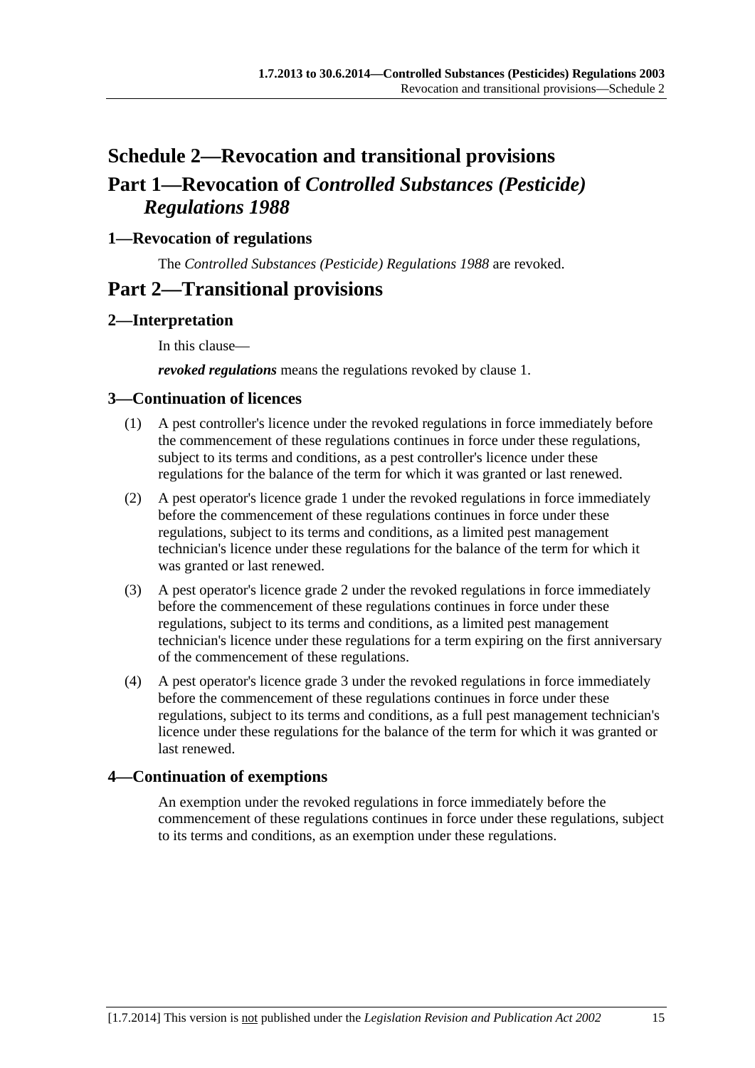# Schedule 2—Revocation and transitional provisions

## Part 1—Revocation of *Controlled Substances (Pesticide) Regulations 1988*

### 1—Revocation of regulations

The *Controlled Substances (Pesticide) Regulations 1988* are revoked.

## Part 2—Transitional provisions

### 2—Interpretation

In this clause—

***revoked regulations*** means the regulations revoked by clause 1.

### 3—Continuation of licences

(1) A pest controller's licence under the revoked regulations in force immediately before the commencement of these regulations continues in force under these regulations, subject to its terms and conditions, as a pest controller's licence under these regulations for the balance of the term for which it was granted or last renewed.

(2) A pest operator's licence grade 1 under the revoked regulations in force immediately before the commencement of these regulations continues in force under these regulations, subject to its terms and conditions, as a limited pest management technician's licence under these regulations for the balance of the term for which it was granted or last renewed.

(3) A pest operator's licence grade 2 under the revoked regulations in force immediately before the commencement of these regulations continues in force under these regulations, subject to its terms and conditions, as a limited pest management technician's licence under these regulations for a term expiring on the first anniversary of the commencement of these regulations.

(4) A pest operator's licence grade 3 under the revoked regulations in force immediately before the commencement of these regulations continues in force under these regulations, subject to its terms and conditions, as a full pest management technician's licence under these regulations for the balance of the term for which it was granted or last renewed.

### 4—Continuation of exemptions

An exemption under the revoked regulations in force immediately before the commencement of these regulations continues in force under these regulations, subject to its terms and conditions, as an exemption under these regulations.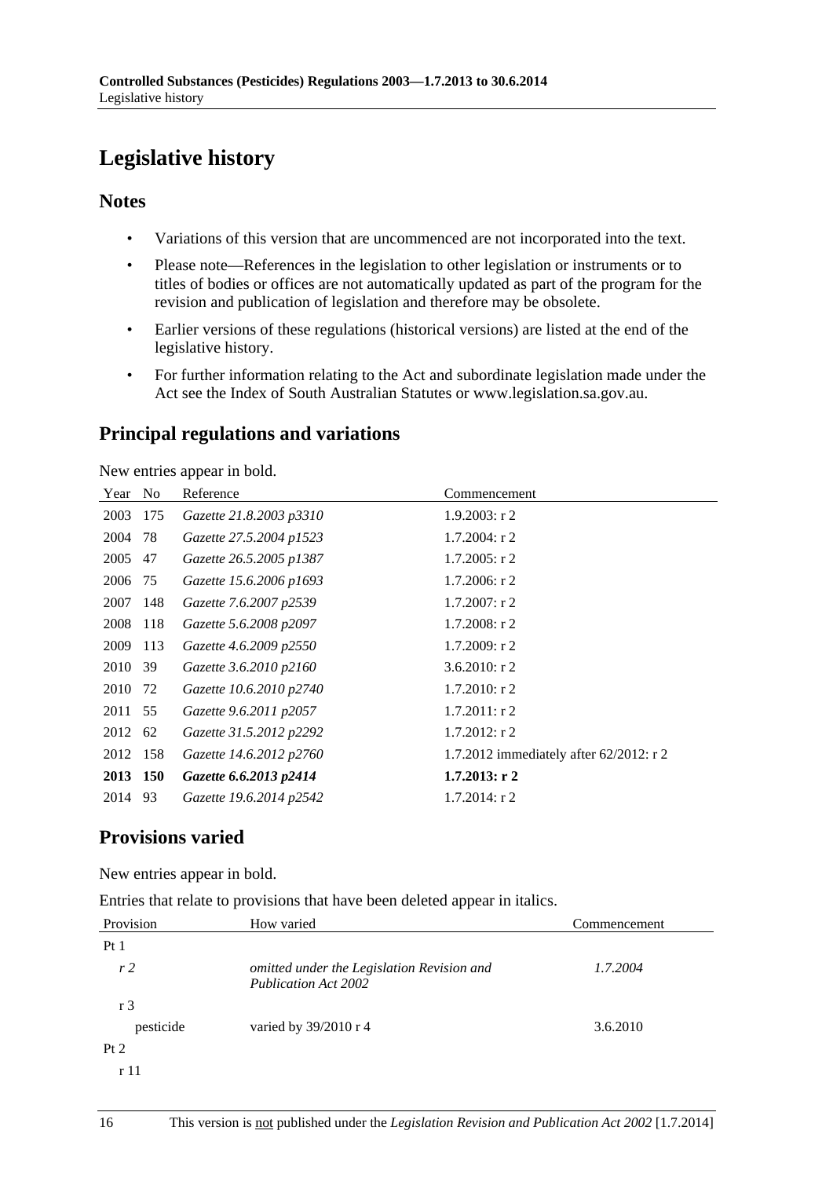# Legislative history

## Notes

- Variations of this version that are uncommenced are not incorporated into the text.
- Please note—References in the legislation to other legislation or instruments or to titles of bodies or offices are not automatically updated as part of the program for the revision and publication of legislation and therefore may be obsolete.
- Earlier versions of these regulations (historical versions) are listed at the end of the legislative history.
- For further information relating to the Act and subordinate legislation made under the Act see the Index of South Australian Statutes or www.legislation.sa.gov.au.

## Principal regulations and variations

New entries appear in bold.

| Year | No | Reference | Commencement |
|---|---|---|---|
| 2003 | 175 | *Gazette 21.8.2003 p3310* | 1.9.2003: r 2 |
| 2004 | 78 | *Gazette 27.5.2004 p1523* | 1.7.2004: r 2 |
| 2005 | 47 | *Gazette 26.5.2005 p1387* | 1.7.2005: r 2 |
| 2006 | 75 | *Gazette 15.6.2006 p1693* | 1.7.2006: r 2 |
| 2007 | 148 | *Gazette 7.6.2007 p2539* | 1.7.2007: r 2 |
| 2008 | 118 | *Gazette 5.6.2008 p2097* | 1.7.2008: r 2 |
| 2009 | 113 | *Gazette 4.6.2009 p2550* | 1.7.2009: r 2 |
| 2010 | 39 | *Gazette 3.6.2010 p2160* | 3.6.2010: r 2 |
| 2010 | 72 | *Gazette 10.6.2010 p2740* | 1.7.2010: r 2 |
| 2011 | 55 | *Gazette 9.6.2011 p2057* | 1.7.2011: r 2 |
| 2012 | 62 | *Gazette 31.5.2012 p2292* | 1.7.2012: r 2 |
| 2012 | 158 | *Gazette 14.6.2012 p2760* | 1.7.2012 immediately after 62/2012: r 2 |
| **2013** | **150** | ***Gazette 6.6.2013 p2414*** | **1.7.2013: r 2** |
| 2014 | 93 | *Gazette 19.6.2014 p2542* | 1.7.2014: r 2 |

## Provisions varied

New entries appear in bold.

Entries that relate to provisions that have been deleted appear in italics.

| Provision | How varied | Commencement |
|---|---|---|
| Pt 1 | | |
| *r 2* | *omitted under the Legislation Revision and Publication Act 2002* | *1.7.2004* |
| r 3 | | |
| pesticide | varied by 39/2010 r 4 | 3.6.2010 |
| Pt 2 | | |
| r 11 | | |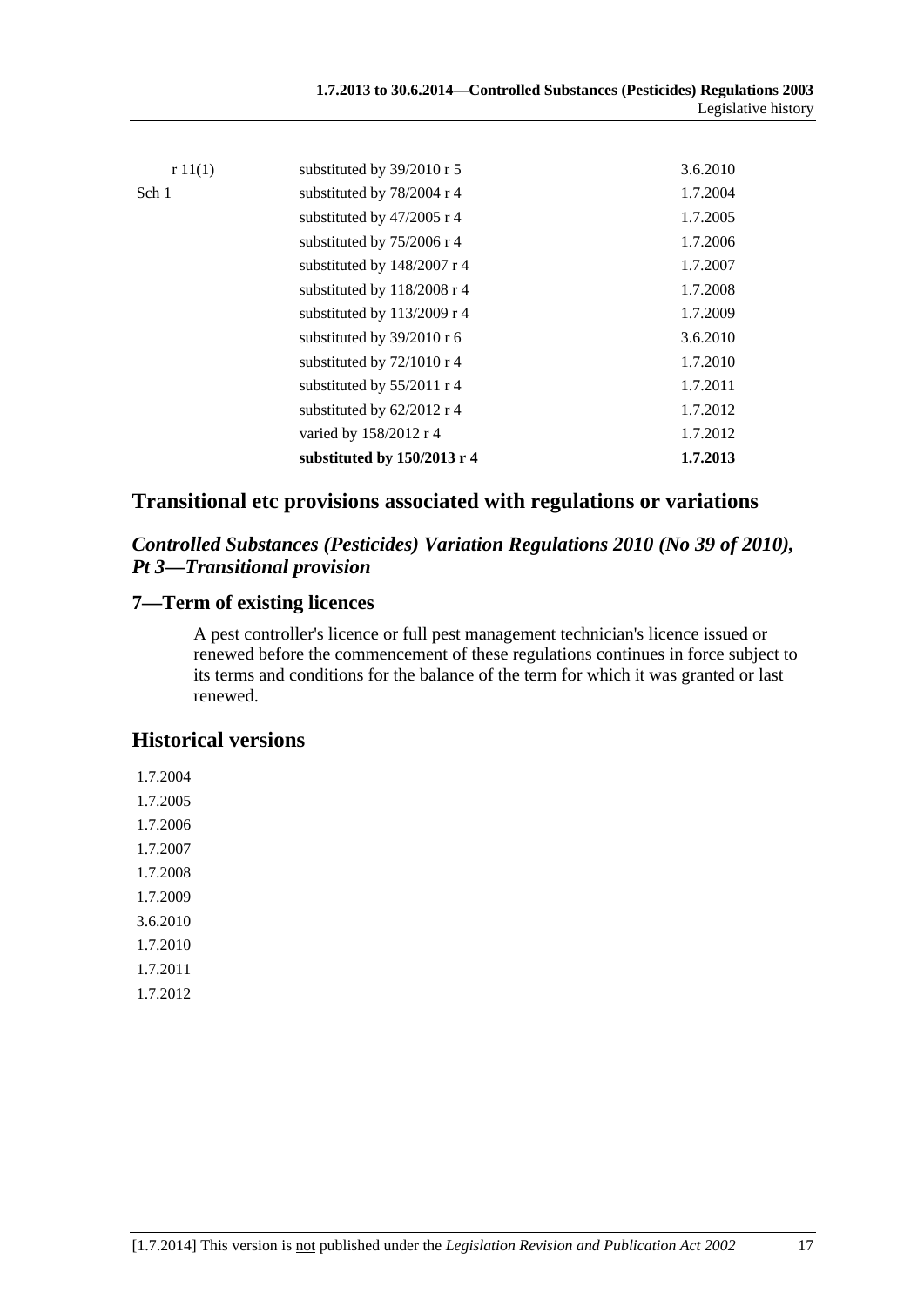| | | |
|---|---|---|
| r 11(1) | substituted by 39/2010 r 5 | 3.6.2010 |
| Sch 1 | substituted by 78/2004 r 4 | 1.7.2004 |
| | substituted by 47/2005 r 4 | 1.7.2005 |
| | substituted by 75/2006 r 4 | 1.7.2006 |
| | substituted by 148/2007 r 4 | 1.7.2007 |
| | substituted by 118/2008 r 4 | 1.7.2008 |
| | substituted by 113/2009 r 4 | 1.7.2009 |
| | substituted by 39/2010 r 6 | 3.6.2010 |
| | substituted by 72/1010 r 4 | 1.7.2010 |
| | substituted by 55/2011 r 4 | 1.7.2011 |
| | substituted by 62/2012 r 4 | 1.7.2012 |
| | varied by 158/2012 r 4 | 1.7.2012 |
| | **substituted by 150/2013 r 4** | **1.7.2013** |

## Transitional etc provisions associated with regulations or variations

### *Controlled Substances (Pesticides) Variation Regulations 2010 (No 39 of 2010), Pt 3—Transitional provision*

### 7—Term of existing licences

A pest controller's licence or full pest management technician's licence issued or renewed before the commencement of these regulations continues in force subject to its terms and conditions for the balance of the term for which it was granted or last renewed.

## Historical versions

1.7.2004
1.7.2005
1.7.2006
1.7.2007
1.7.2008
1.7.2009
3.6.2010
1.7.2010
1.7.2011
1.7.2012